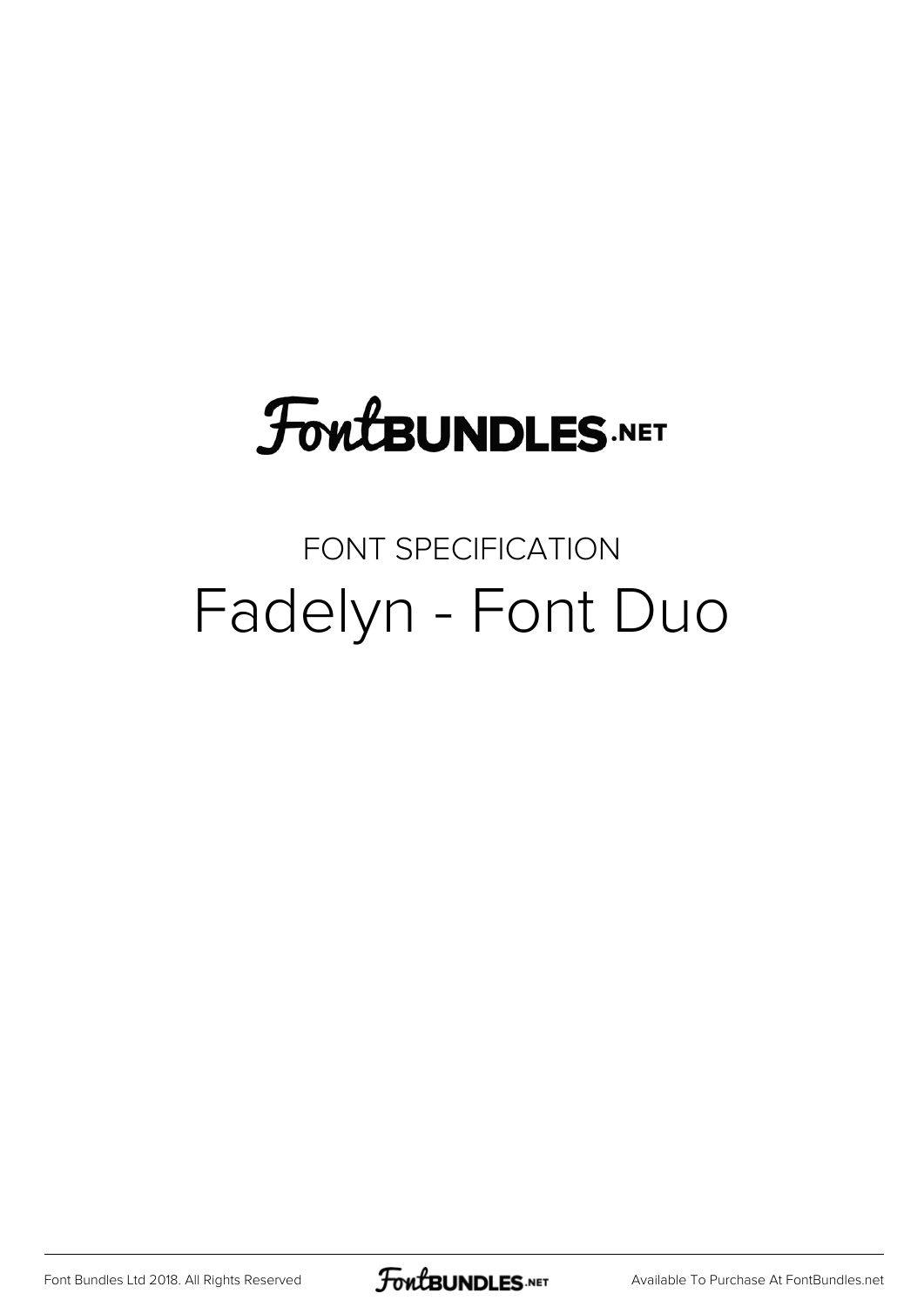# FontBUNDLES.NET

## FONT SPECIFICATION

# Fadelyn - Font Duo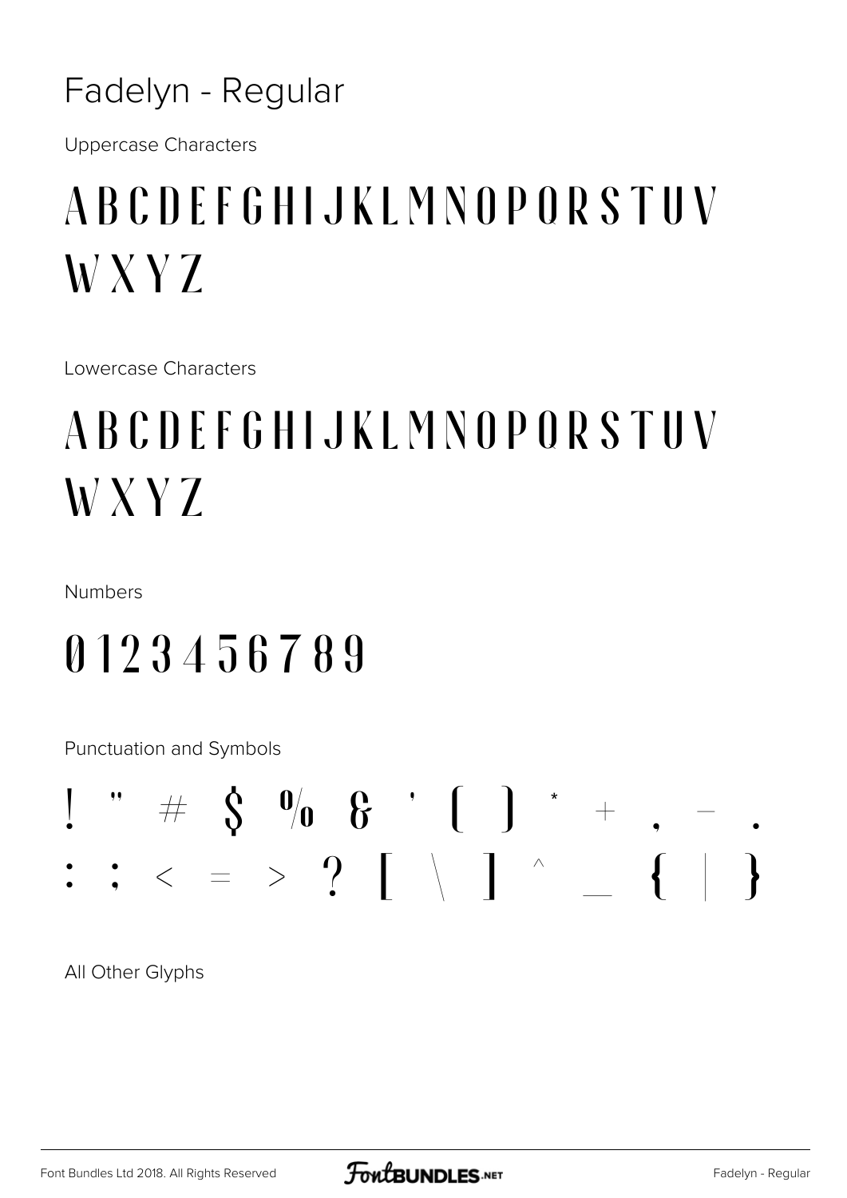# Fadelyn - Regular

Uppercase Characters

## A B C D E F G H I J K L M N O P Q R S T U V W X Y Z

Lowercase Characters

## A B C D E F G H I J K L M N O P Q R S T U V W X Y Z

Numbers

## 0 1 2 3 4 5 6 7 8 9

Punctuation and Symbols

## ! " # $ % & ' ( ) * + , - . : ; < = > ? [ \ ] ^ _ { | }

All Other Glyphs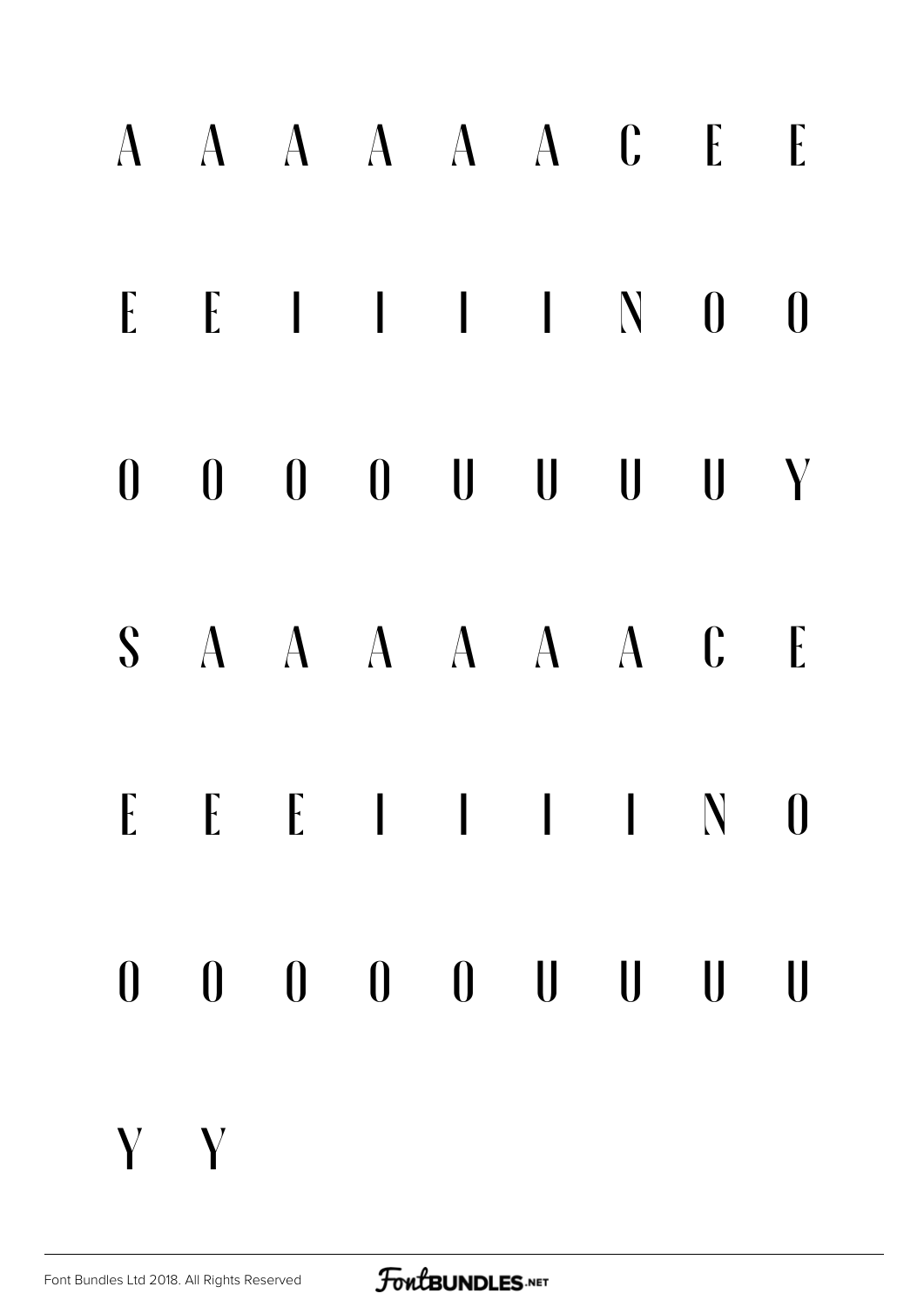A A A A A A C E E

E E I I I I N O O

O O O O U U U U Y

S A A A A A A C E

E E E I I I I N O

O O O O O U U U U

Y Y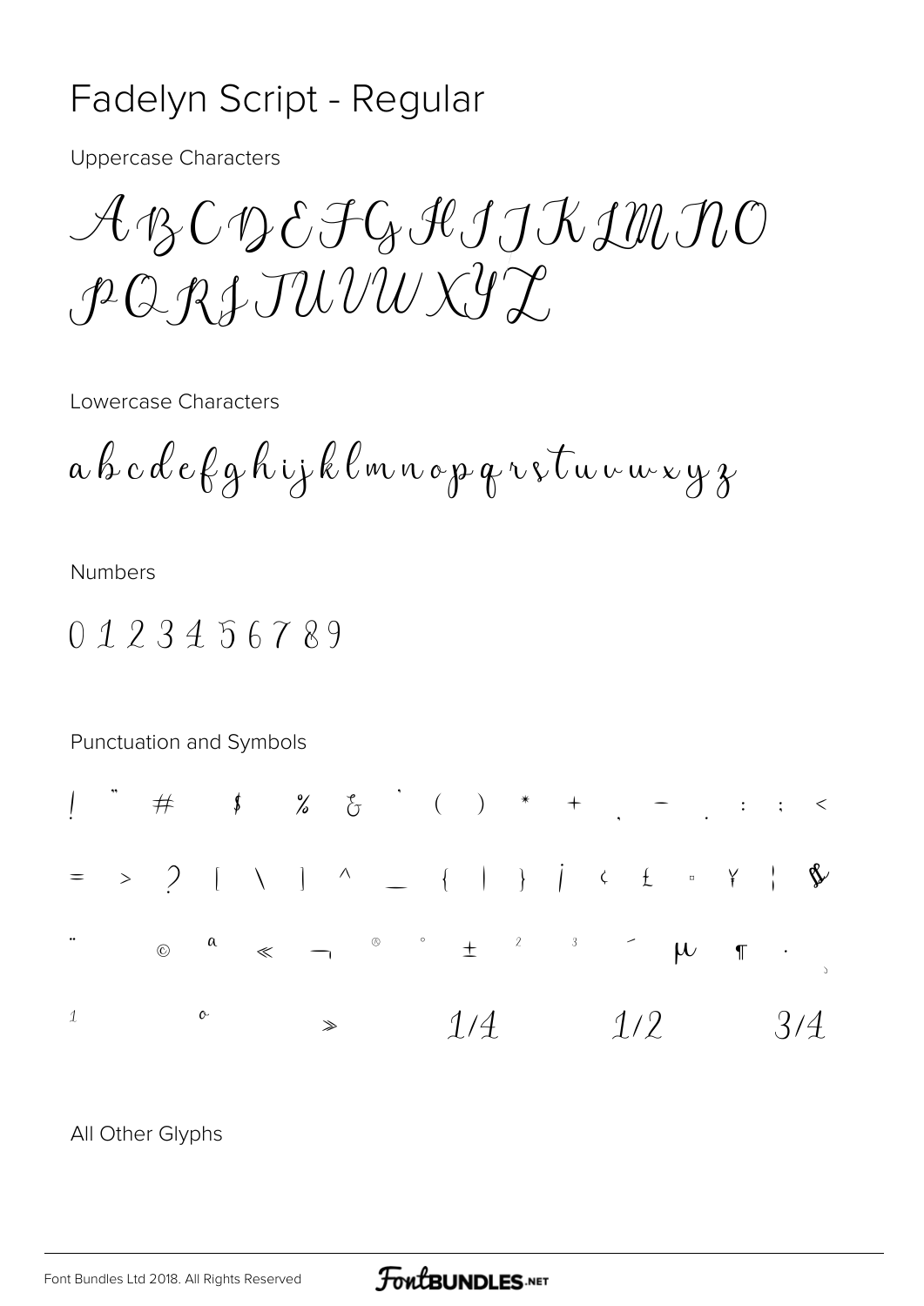# Fadelyn Script - Regular

Uppercase Characters

A B C D E F G H I J K L M N O
P Q R S T U V W X Y Z

Lowercase Characters

a b c d e f g h i j k l m n o p q r s t u v w x y z

Numbers

0 1 2 3 4 5 6 7 8 9

Punctuation and Symbols

! " # $ % & ' ( ) * + , - . : ; <

= > ? [ \ ] ^ _ { | } ¡ ¢ £ ¤ ¥ ¦ §

¨ © ª « ¬ ® ° ± ² ³ ´ µ ¶ · ¸

¹ º » 1/4 1/2 3/4

All Other Glyphs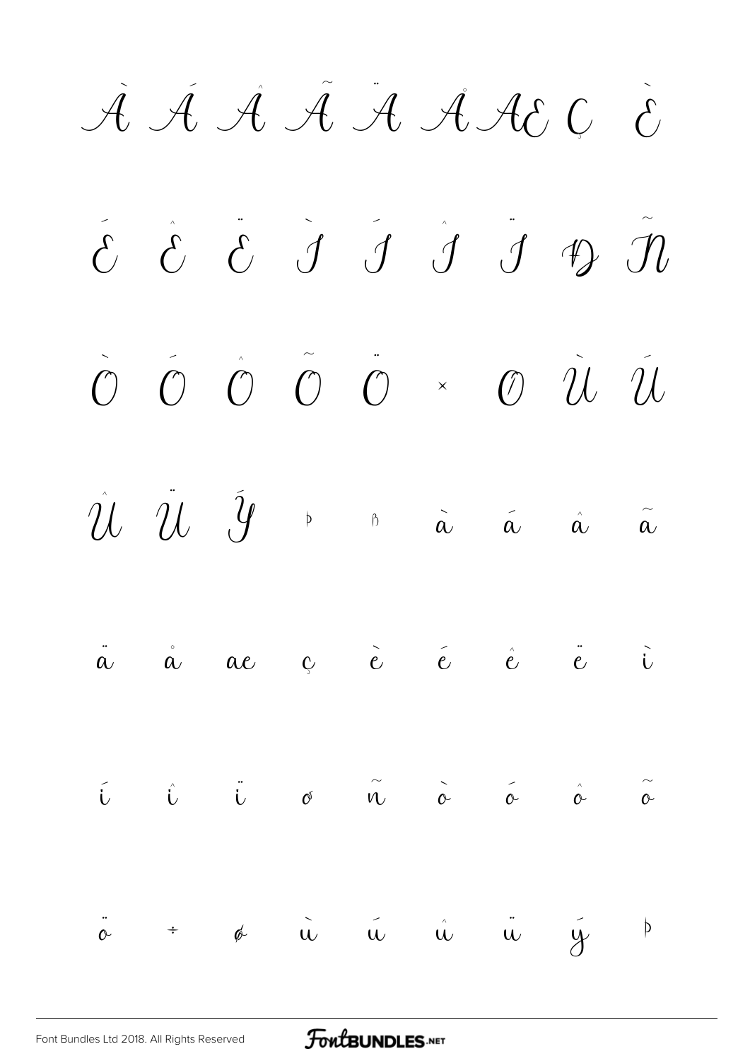À Á Â Ã Ä Å Æ Ç È

É Ê Ë Ì Í Î Ï Ð Ñ

Ò Ó Ô Õ Ö × Ø Ù Ú

Û Ü Ý Þ ß à á â ã

ä å æ ç è é ê ë ì

í î ï ð ñ ò ó ô õ

ö ÷ ø ù ú û ü ý þ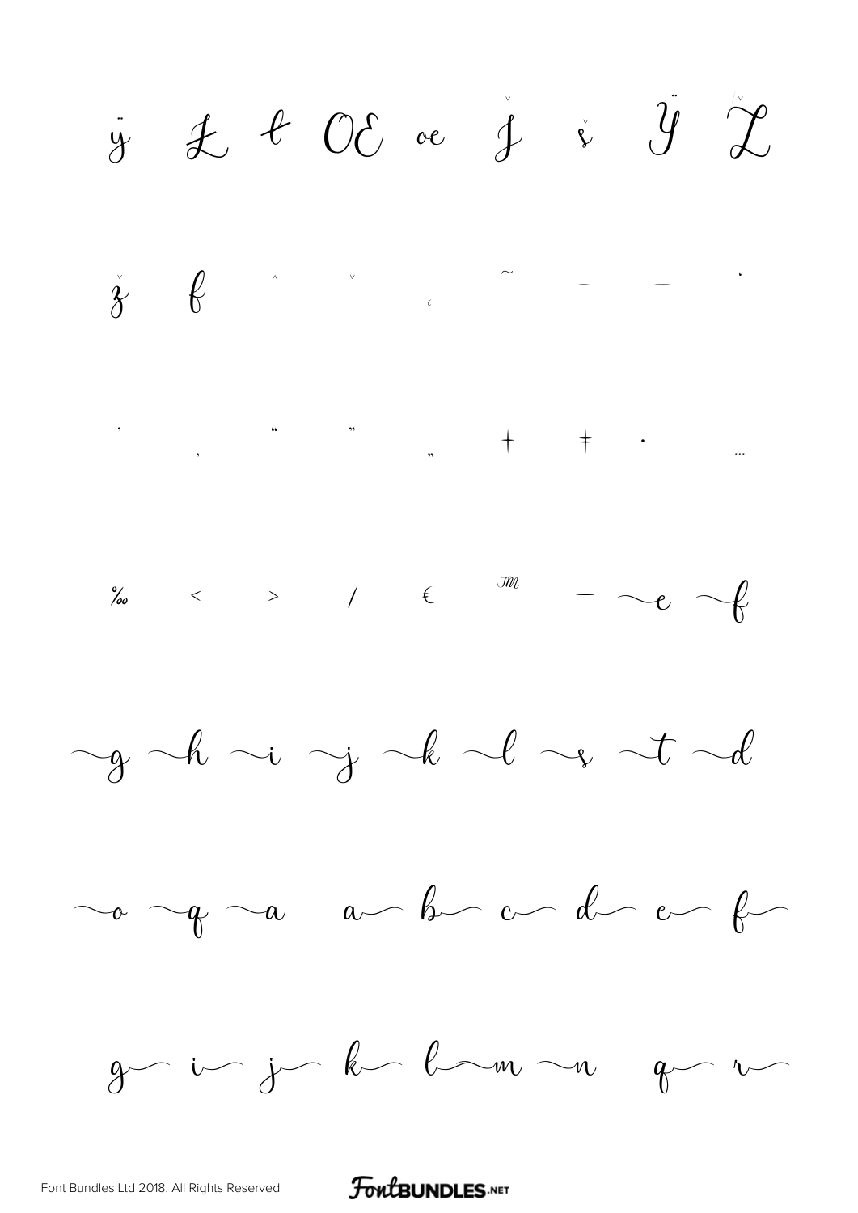ÿ Ł ł Œ œ ĵ š Ÿ Ž

ž ƒ ˆ ˇ ˛ ˜ – — ‘

’ ‚ “ ” „ † ‡ • …

‰ ‹ › ⁄ € ™ − ~e ~f

~g ~h ~i ~j ~k ~l ~s ~t ~d

~o ~q ~a a~ b~ c~ d~ e~ f~

g~ i~ j~ k~ l~ m~ n~ q~ r~

Font Bundles Ltd 2018. All Rights Reserved

FontBUNDLES.NET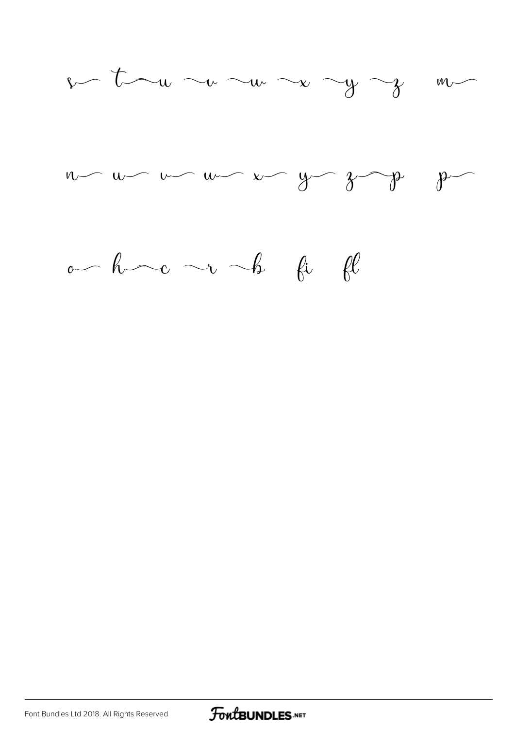s t u v w x y z m

n u v w x y z p p

o h c r b fi fl